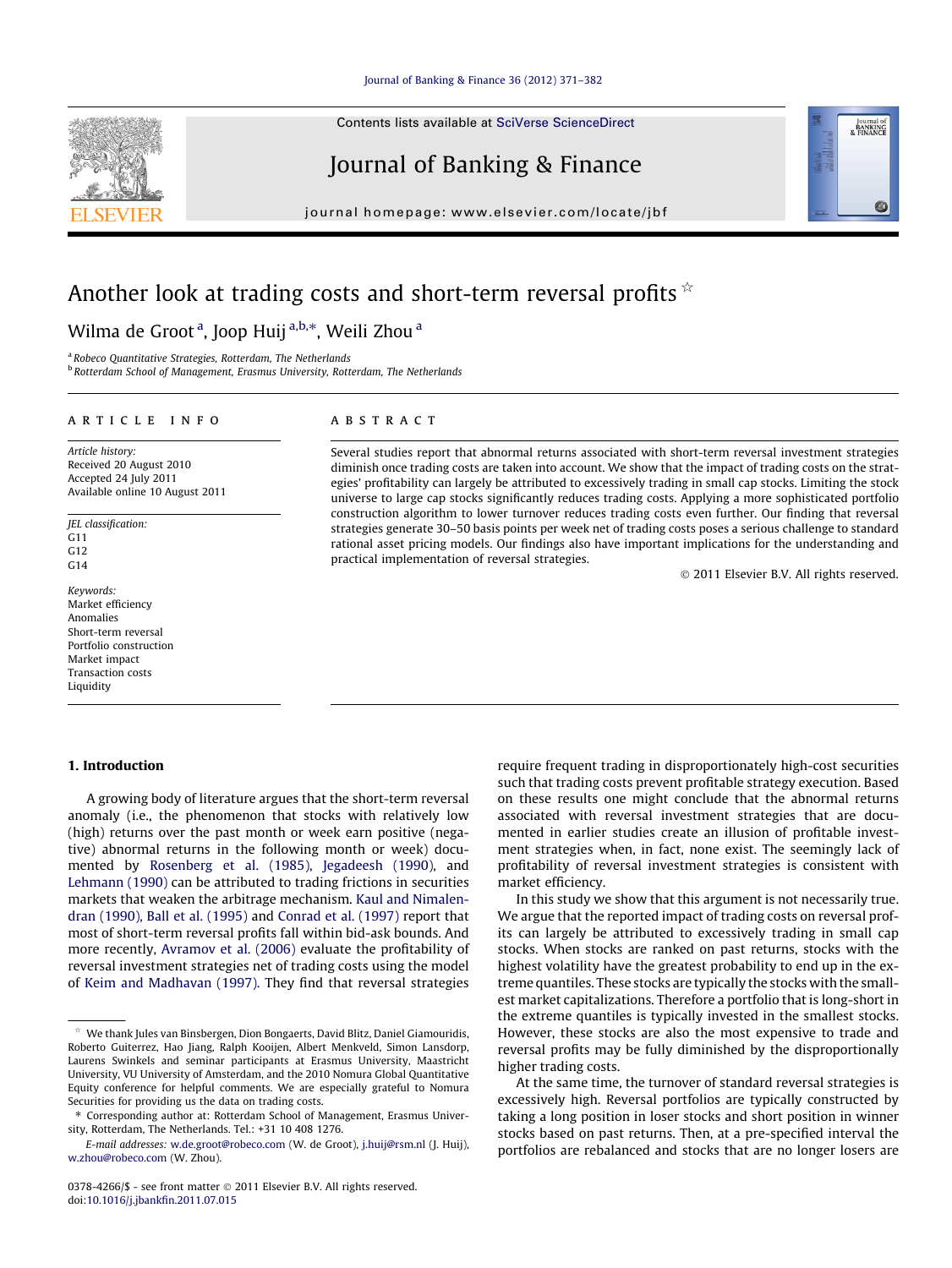# Another look at trading costs and short-term reversal profits ☆

Wilma de Groot [a], Joop Huij [a,b,*], Weili Zhou [a]

[a] Robeco Quantitative Strategies, Rotterdam, The Netherlands
[b] Rotterdam School of Management, Erasmus University, Rotterdam, The Netherlands

## ARTICLE INFO

*Article history:*
Received 20 August 2010
Accepted 24 July 2011
Available online 10 August 2011

*JEL classification:*
G11
G12
G14

*Keywords:*
Market efficiency
Anomalies
Short-term reversal
Portfolio construction
Market impact
Transaction costs
Liquidity

## ABSTRACT

Several studies report that abnormal returns associated with short-term reversal investment strategies diminish once trading costs are taken into account. We show that the impact of trading costs on the strategies' profitability can largely be attributed to excessively trading in small cap stocks. Limiting the stock universe to large cap stocks significantly reduces trading costs. Applying a more sophisticated portfolio construction algorithm to lower turnover reduces trading costs even further. Our finding that reversal strategies generate 30–50 basis points per week net of trading costs poses a serious challenge to standard rational asset pricing models. Our findings also have important implications for the understanding and practical implementation of reversal strategies.

© 2011 Elsevier B.V. All rights reserved.

## 1. Introduction

A growing body of literature argues that the short-term reversal anomaly (i.e., the phenomenon that stocks with relatively low (high) returns over the past month or week earn positive (negative) abnormal returns in the following month or week) documented by Rosenberg et al. (1985), Jegadeesh (1990), and Lehmann (1990) can be attributed to trading frictions in securities markets that weaken the arbitrage mechanism. Kaul and Nimalendran (1990), Ball et al. (1995) and Conrad et al. (1997) report that most of short-term reversal profits fall within bid-ask bounds. And more recently, Avramov et al. (2006) evaluate the profitability of reversal investment strategies net of trading costs using the model of Keim and Madhavan (1997). They find that reversal strategies require frequent trading in disproportionately high-cost securities such that trading costs prevent profitable strategy execution. Based on these results one might conclude that the abnormal returns associated with reversal investment strategies that are documented in earlier studies create an illusion of profitable investment strategies when, in fact, none exist. The seemingly lack of profitability of reversal investment strategies is consistent with market efficiency.

In this study we show that this argument is not necessarily true. We argue that the reported impact of trading costs on reversal profits can largely be attributed to excessively trading in small cap stocks. When stocks are ranked on past returns, stocks with the highest volatility have the greatest probability to end up in the extreme quantiles. These stocks are typically the stocks with the smallest market capitalizations. Therefore a portfolio that is long-short in the extreme quantiles is typically invested in the smallest stocks. However, these stocks are also the most expensive to trade and reversal profits may be fully diminished by the disproportionally higher trading costs.

At the same time, the turnover of standard reversal strategies is excessively high. Reversal portfolios are typically constructed by taking a long position in loser stocks and short position in winner stocks based on past returns. Then, at a pre-specified interval the portfolios are rebalanced and stocks that are no longer losers are

☆ We thank Jules van Binsbergen, Dion Bongaerts, David Blitz, Daniel Giamouridis, Roberto Guiterrez, Hao Jiang, Ralph Kooijen, Albert Menkveld, Simon Lansdorp, Laurens Swinkels and seminar participants at Erasmus University, Maastricht University, VU University of Amsterdam, and the 2010 Nomura Global Quantitative Equity conference for helpful comments. We are especially grateful to Nomura Securities for providing us the data on trading costs.

\* Corresponding author at: Rotterdam School of Management, Erasmus University, Rotterdam, The Netherlands. Tel.: +31 10 408 1276.

*E-mail addresses:* w.de.groot@robeco.com (W. de Groot), j.huij@rsm.nl (J. Huij), w.zhou@robeco.com (W. Zhou).

0378-4266/$ - see front matter © 2011 Elsevier B.V. All rights reserved.
doi:10.1016/j.jbankfin.2011.07.015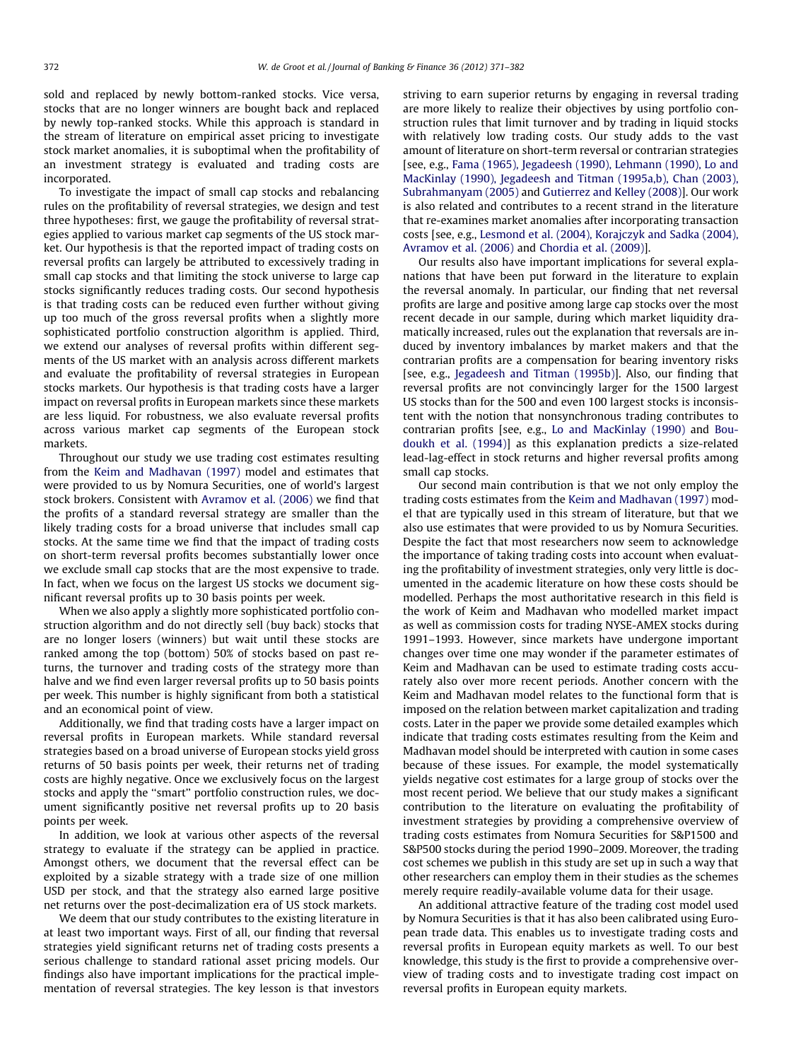sold and replaced by newly bottom-ranked stocks. Vice versa, stocks that are no longer winners are bought back and replaced by newly top-ranked stocks. While this approach is standard in the stream of literature on empirical asset pricing to investigate stock market anomalies, it is suboptimal when the profitability of an investment strategy is evaluated and trading costs are incorporated.

To investigate the impact of small cap stocks and rebalancing rules on the profitability of reversal strategies, we design and test three hypotheses: first, we gauge the profitability of reversal strategies applied to various market cap segments of the US stock market. Our hypothesis is that the reported impact of trading costs on reversal profits can largely be attributed to excessively trading in small cap stocks and that limiting the stock universe to large cap stocks significantly reduces trading costs. Our second hypothesis is that trading costs can be reduced even further without giving up too much of the gross reversal profits when a slightly more sophisticated portfolio construction algorithm is applied. Third, we extend our analyses of reversal profits within different segments of the US market with an analysis across different markets and evaluate the profitability of reversal strategies in European stocks markets. Our hypothesis is that trading costs have a larger impact on reversal profits in European markets since these markets are less liquid. For robustness, we also evaluate reversal profits across various market cap segments of the European stock markets.

Throughout our study we use trading cost estimates resulting from the Keim and Madhavan (1997) model and estimates that were provided to us by Nomura Securities, one of world's largest stock brokers. Consistent with Avramov et al. (2006) we find that the profits of a standard reversal strategy are smaller than the likely trading costs for a broad universe that includes small cap stocks. At the same time we find that the impact of trading costs on short-term reversal profits becomes substantially lower once we exclude small cap stocks that are the most expensive to trade. In fact, when we focus on the largest US stocks we document significant reversal profits up to 30 basis points per week.

When we also apply a slightly more sophisticated portfolio construction algorithm and do not directly sell (buy back) stocks that are no longer losers (winners) but wait until these stocks are ranked among the top (bottom) 50% of stocks based on past returns, the turnover and trading costs of the strategy more than halve and we find even larger reversal profits up to 50 basis points per week. This number is highly significant from both a statistical and an economical point of view.

Additionally, we find that trading costs have a larger impact on reversal profits in European markets. While standard reversal strategies based on a broad universe of European stocks yield gross returns of 50 basis points per week, their returns net of trading costs are highly negative. Once we exclusively focus on the largest stocks and apply the "smart" portfolio construction rules, we document significantly positive net reversal profits up to 20 basis points per week.

In addition, we look at various other aspects of the reversal strategy to evaluate if the strategy can be applied in practice. Amongst others, we document that the reversal effect can be exploited by a sizable strategy with a trade size of one million USD per stock, and that the strategy also earned large positive net returns over the post-decimalization era of US stock markets.

We deem that our study contributes to the existing literature in at least two important ways. First of all, our finding that reversal strategies yield significant returns net of trading costs presents a serious challenge to standard rational asset pricing models. Our findings also have important implications for the practical implementation of reversal strategies. The key lesson is that investors striving to earn superior returns by engaging in reversal trading are more likely to realize their objectives by using portfolio construction rules that limit turnover and by trading in liquid stocks with relatively low trading costs. Our study adds to the vast amount of literature on short-term reversal or contrarian strategies [see, e.g., Fama (1965), Jegadeesh (1990), Lehmann (1990), Lo and MacKinlay (1990), Jegadeesh and Titman (1995a,b), Chan (2003), Subrahmanyam (2005) and Gutierrez and Kelley (2008)]. Our work is also related and contributes to a recent strand in the literature that re-examines market anomalies after incorporating transaction costs [see, e.g., Lesmond et al. (2004), Korajczyk and Sadka (2004), Avramov et al. (2006) and Chordia et al. (2009)].

Our results also have important implications for several explanations that have been put forward in the literature to explain the reversal anomaly. In particular, our finding that net reversal profits are large and positive among large cap stocks over the most recent decade in our sample, during which market liquidity dramatically increased, rules out the explanation that reversals are induced by inventory imbalances by market makers and that the contrarian profits are a compensation for bearing inventory risks [see, e.g., Jegadeesh and Titman (1995b)]. Also, our finding that reversal profits are not convincingly larger for the 1500 largest US stocks than for the 500 and even 100 largest stocks is inconsistent with the notion that nonsynchronous trading contributes to contrarian profits [see, e.g., Lo and MacKinlay (1990) and Boudoukh et al. (1994)] as this explanation predicts a size-related lead-lag-effect in stock returns and higher reversal profits among small cap stocks.

Our second main contribution is that we not only employ the trading costs estimates from the Keim and Madhavan (1997) model that are typically used in this stream of literature, but that we also use estimates that were provided to us by Nomura Securities. Despite the fact that most researchers now seem to acknowledge the importance of taking trading costs into account when evaluating the profitability of investment strategies, only very little is documented in the academic literature on how these costs should be modelled. Perhaps the most authoritative research in this field is the work of Keim and Madhavan who modelled market impact as well as commission costs for trading NYSE-AMEX stocks during 1991–1993. However, since markets have undergone important changes over time one may wonder if the parameter estimates of Keim and Madhavan can be used to estimate trading costs accurately also over more recent periods. Another concern with the Keim and Madhavan model relates to the functional form that is imposed on the relation between market capitalization and trading costs. Later in the paper we provide some detailed examples which indicate that trading costs estimates resulting from the Keim and Madhavan model should be interpreted with caution in some cases because of these issues. For example, the model systematically yields negative cost estimates for a large group of stocks over the most recent period. We believe that our study makes a significant contribution to the literature on evaluating the profitability of investment strategies by providing a comprehensive overview of trading costs estimates from Nomura Securities for S&P1500 and S&P500 stocks during the period 1990–2009. Moreover, the trading cost schemes we publish in this study are set up in such a way that other researchers can employ them in their studies as the schemes merely require readily-available volume data for their usage.

An additional attractive feature of the trading cost model used by Nomura Securities is that it has also been calibrated using European trade data. This enables us to investigate trading costs and reversal profits in European equity markets as well. To our best knowledge, this study is the first to provide a comprehensive overview of trading costs and to investigate trading cost impact on reversal profits in European equity markets.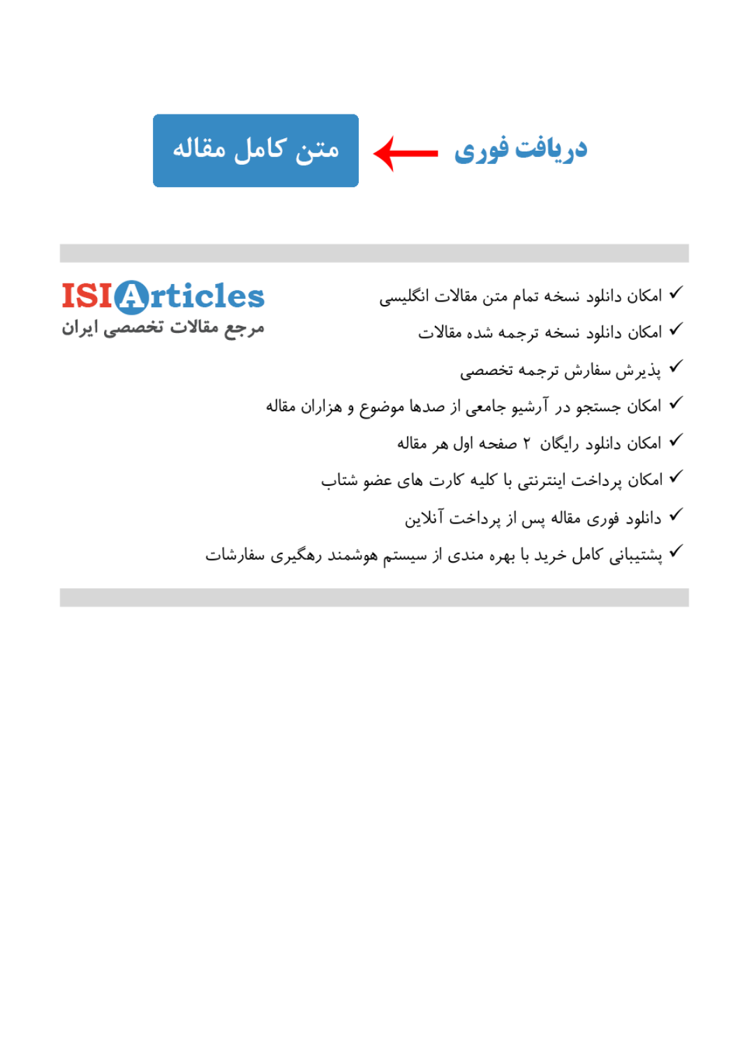دریافت فوری ← متن کامل مقاله

**ISIArticles**
مرجع مقالات تخصصی ایران

- ✓ امکان دانلود نسخه تمام متن مقالات انگلیسی
- ✓ امکان دانلود نسخه ترجمه شده مقالات
- ✓ پذیرش سفارش ترجمه تخصصی
- ✓ امکان جستجو در آرشیو جامعی از صدها موضوع و هزاران مقاله
- ✓ امکان دانلود رایگان ۲ صفحه اول هر مقاله
- ✓ امکان پرداخت اینترنتی با کلیه کارت های عضو شتاب
- ✓ دانلود فوری مقاله پس از پرداخت آنلاین
- ✓ پشتیبانی کامل خرید با بهره مندی از سیستم هوشمند رهگیری سفارشات